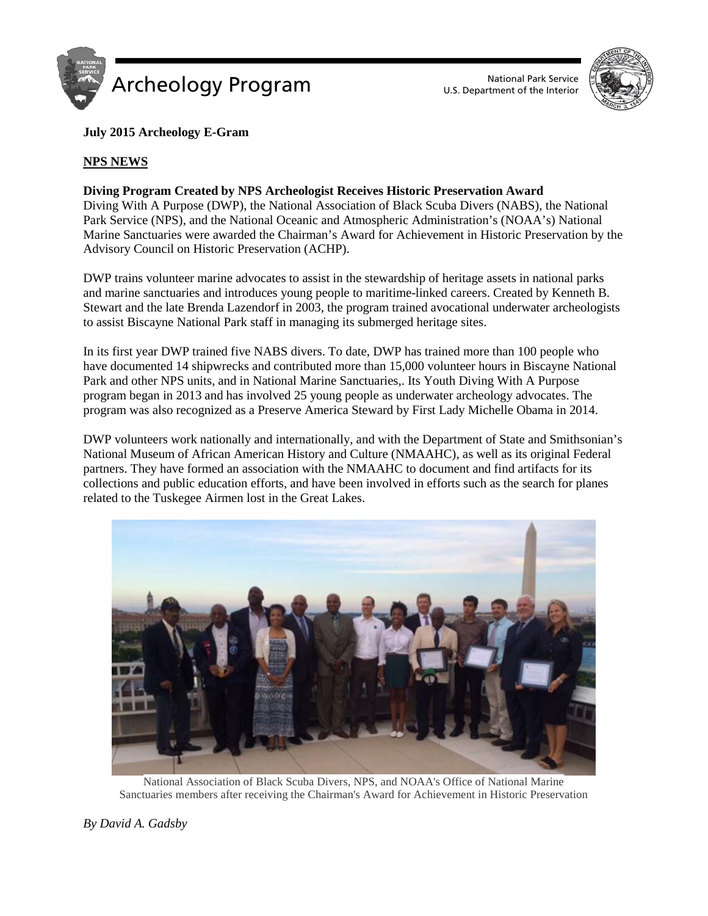# Archeology Program

National Park Service
U.S. Department of the Interior

**July 2015 Archeology E-Gram**

## NPS NEWS

**Diving Program Created by NPS Archeologist Receives Historic Preservation Award**

Diving With A Purpose (DWP), the National Association of Black Scuba Divers (NABS), the National Park Service (NPS), and the National Oceanic and Atmospheric Administration's (NOAA's) National Marine Sanctuaries were awarded the Chairman's Award for Achievement in Historic Preservation by the Advisory Council on Historic Preservation (ACHP).

DWP trains volunteer marine advocates to assist in the stewardship of heritage assets in national parks and marine sanctuaries and introduces young people to maritime-linked careers. Created by Kenneth B. Stewart and the late Brenda Lazendorf in 2003, the program trained avocational underwater archeologists to assist Biscayne National Park staff in managing its submerged heritage sites.

In its first year DWP trained five NABS divers. To date, DWP has trained more than 100 people who have documented 14 shipwrecks and contributed more than 15,000 volunteer hours in Biscayne National Park and other NPS units, and in National Marine Sanctuaries,. Its Youth Diving With A Purpose program began in 2013 and has involved 25 young people as underwater archeology advocates. The program was also recognized as a Preserve America Steward by First Lady Michelle Obama in 2014.

DWP volunteers work nationally and internationally, and with the Department of State and Smithsonian's National Museum of African American History and Culture (NMAAHC), as well as its original Federal partners. They have formed an association with the NMAAHC to document and find artifacts for its collections and public education efforts, and have been involved in efforts such as the search for planes related to the Tuskegee Airmen lost in the Great Lakes.

National Association of Black Scuba Divers, NPS, and NOAA's Office of National Marine Sanctuaries members after receiving the Chairman's Award for Achievement in Historic Preservation

*By David A. Gadsby*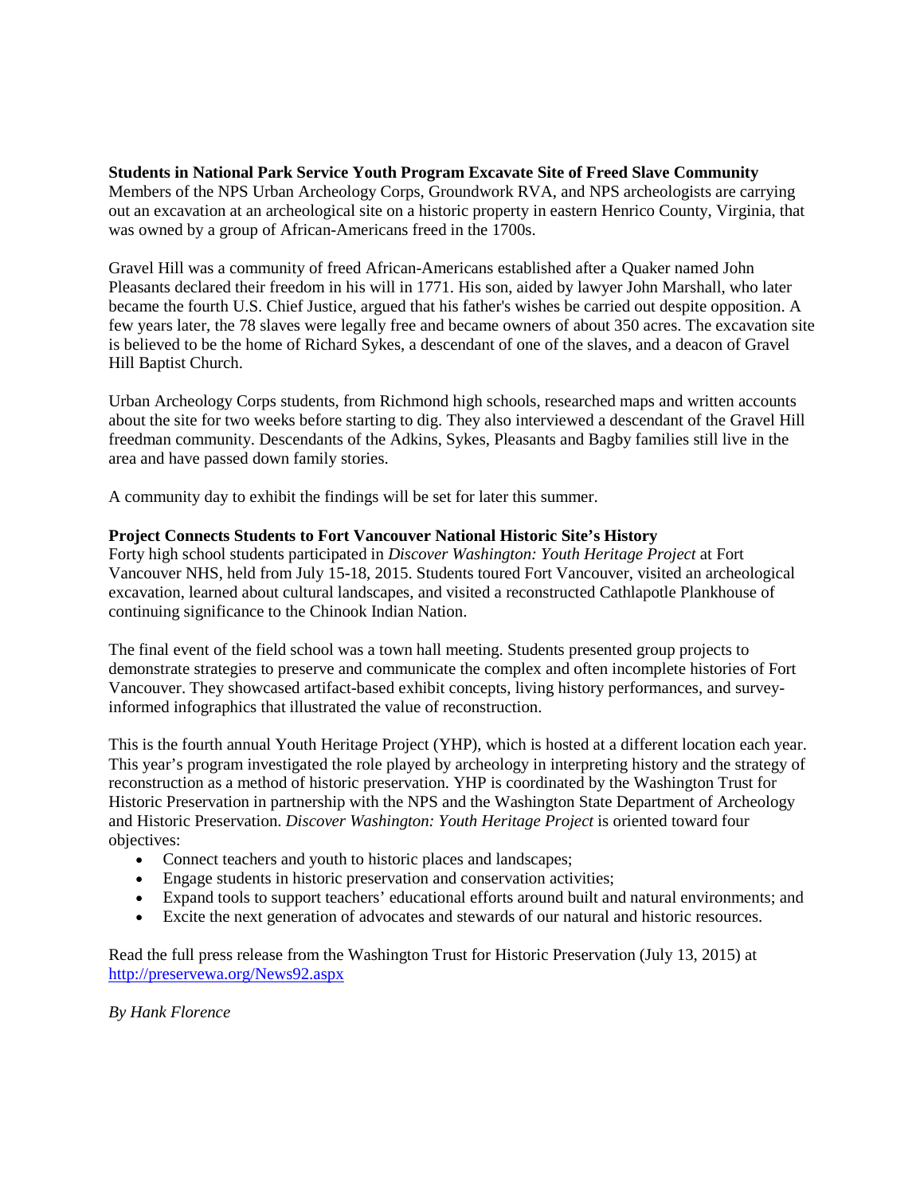**Students in National Park Service Youth Program Excavate Site of Freed Slave Community**

Members of the NPS Urban Archeology Corps, Groundwork RVA, and NPS archeologists are carrying out an excavation at an archeological site on a historic property in eastern Henrico County, Virginia, that was owned by a group of African-Americans freed in the 1700s.

Gravel Hill was a community of freed African-Americans established after a Quaker named John Pleasants declared their freedom in his will in 1771. His son, aided by lawyer John Marshall, who later became the fourth U.S. Chief Justice, argued that his father's wishes be carried out despite opposition. A few years later, the 78 slaves were legally free and became owners of about 350 acres. The excavation site is believed to be the home of Richard Sykes, a descendant of one of the slaves, and a deacon of Gravel Hill Baptist Church.

Urban Archeology Corps students, from Richmond high schools, researched maps and written accounts about the site for two weeks before starting to dig. They also interviewed a descendant of the Gravel Hill freedman community. Descendants of the Adkins, Sykes, Pleasants and Bagby families still live in the area and have passed down family stories.

A community day to exhibit the findings will be set for later this summer.

**Project Connects Students to Fort Vancouver National Historic Site's History**

Forty high school students participated in *Discover Washington: Youth Heritage Project* at Fort Vancouver NHS, held from July 15-18, 2015. Students toured Fort Vancouver, visited an archeological excavation, learned about cultural landscapes, and visited a reconstructed Cathlapotle Plankhouse of continuing significance to the Chinook Indian Nation.

The final event of the field school was a town hall meeting. Students presented group projects to demonstrate strategies to preserve and communicate the complex and often incomplete histories of Fort Vancouver. They showcased artifact-based exhibit concepts, living history performances, and survey-informed infographics that illustrated the value of reconstruction.

This is the fourth annual Youth Heritage Project (YHP), which is hosted at a different location each year. This year's program investigated the role played by archeology in interpreting history and the strategy of reconstruction as a method of historic preservation. YHP is coordinated by the Washington Trust for Historic Preservation in partnership with the NPS and the Washington State Department of Archeology and Historic Preservation. *Discover Washington: Youth Heritage Project* is oriented toward four objectives:

- Connect teachers and youth to historic places and landscapes;
- Engage students in historic preservation and conservation activities;
- Expand tools to support teachers' educational efforts around built and natural environments; and
- Excite the next generation of advocates and stewards of our natural and historic resources.

Read the full press release from the Washington Trust for Historic Preservation (July 13, 2015) at http://preservewa.org/News92.aspx

*By Hank Florence*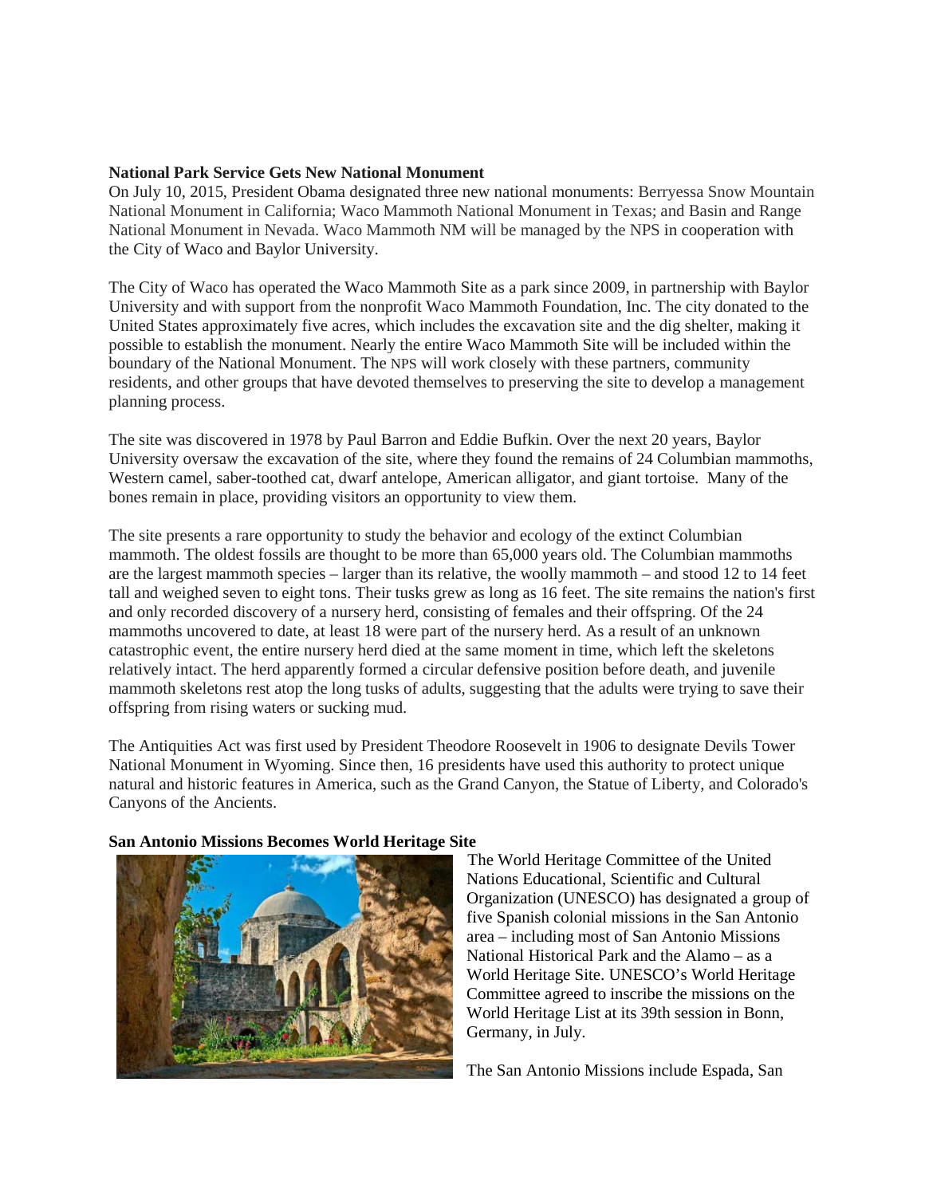**National Park Service Gets New National Monument**

On July 10, 2015, President Obama designated three new national monuments: Berryessa Snow Mountain National Monument in California; Waco Mammoth National Monument in Texas; and Basin and Range National Monument in Nevada. Waco Mammoth NM will be managed by the NPS in cooperation with the City of Waco and Baylor University.

The City of Waco has operated the Waco Mammoth Site as a park since 2009, in partnership with Baylor University and with support from the nonprofit Waco Mammoth Foundation, Inc. The city donated to the United States approximately five acres, which includes the excavation site and the dig shelter, making it possible to establish the monument. Nearly the entire Waco Mammoth Site will be included within the boundary of the National Monument. The NPS will work closely with these partners, community residents, and other groups that have devoted themselves to preserving the site to develop a management planning process.

The site was discovered in 1978 by Paul Barron and Eddie Bufkin. Over the next 20 years, Baylor University oversaw the excavation of the site, where they found the remains of 24 Columbian mammoths, Western camel, saber-toothed cat, dwarf antelope, American alligator, and giant tortoise. Many of the bones remain in place, providing visitors an opportunity to view them.

The site presents a rare opportunity to study the behavior and ecology of the extinct Columbian mammoth. The oldest fossils are thought to be more than 65,000 years old. The Columbian mammoths are the largest mammoth species – larger than its relative, the woolly mammoth – and stood 12 to 14 feet tall and weighed seven to eight tons. Their tusks grew as long as 16 feet. The site remains the nation's first and only recorded discovery of a nursery herd, consisting of females and their offspring. Of the 24 mammoths uncovered to date, at least 18 were part of the nursery herd. As a result of an unknown catastrophic event, the entire nursery herd died at the same moment in time, which left the skeletons relatively intact. The herd apparently formed a circular defensive position before death, and juvenile mammoth skeletons rest atop the long tusks of adults, suggesting that the adults were trying to save their offspring from rising waters or sucking mud.

The Antiquities Act was first used by President Theodore Roosevelt in 1906 to designate Devils Tower National Monument in Wyoming. Since then, 16 presidents have used this authority to protect unique natural and historic features in America, such as the Grand Canyon, the Statue of Liberty, and Colorado's Canyons of the Ancients.

**San Antonio Missions Becomes World Heritage Site**

The World Heritage Committee of the United Nations Educational, Scientific and Cultural Organization (UNESCO) has designated a group of five Spanish colonial missions in the San Antonio area – including most of San Antonio Missions National Historical Park and the Alamo – as a World Heritage Site. UNESCO's World Heritage Committee agreed to inscribe the missions on the World Heritage List at its 39th session in Bonn, Germany, in July.

The San Antonio Missions include Espada, San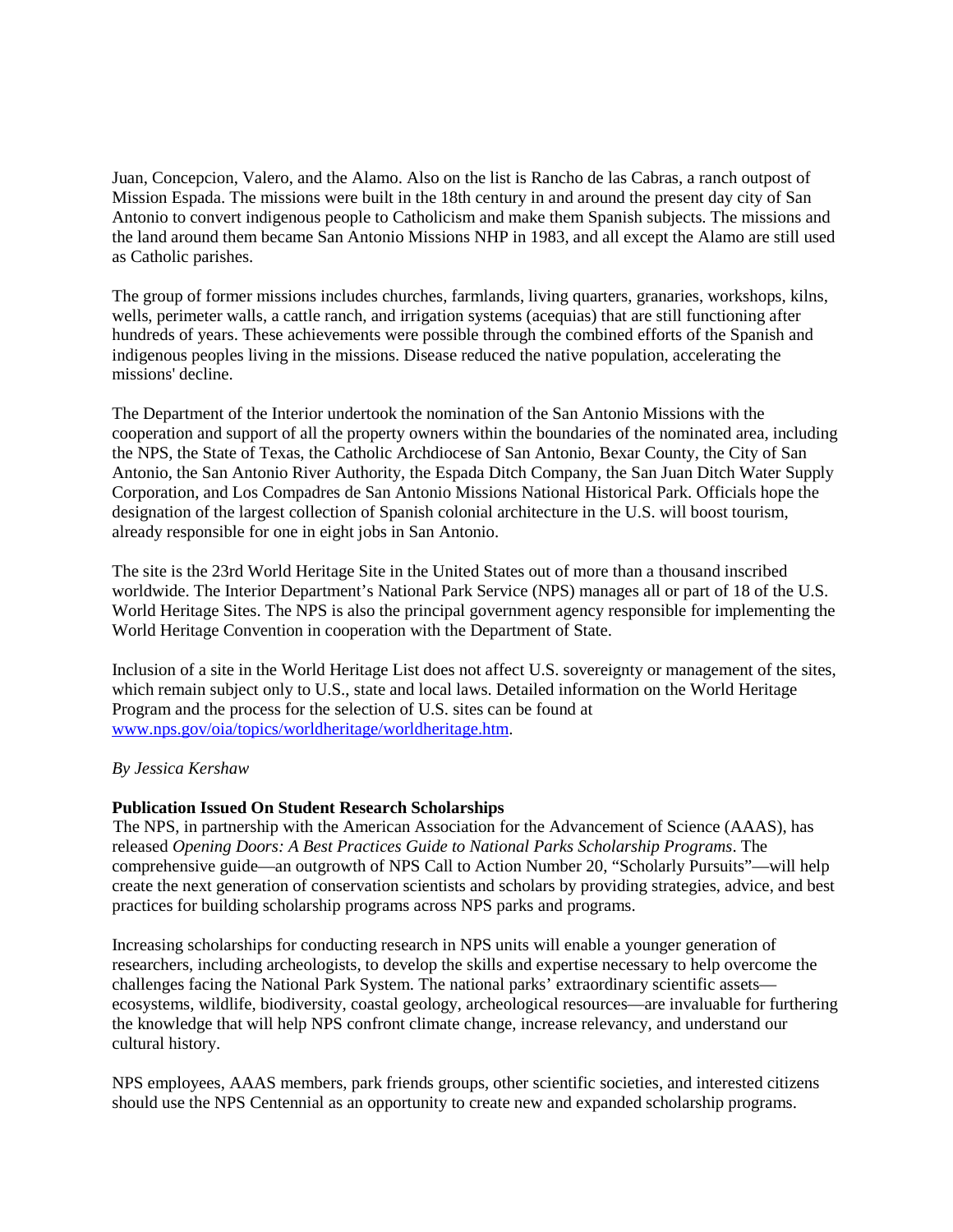Juan, Concepcion, Valero, and the Alamo. Also on the list is Rancho de las Cabras, a ranch outpost of Mission Espada. The missions were built in the 18th century in and around the present day city of San Antonio to convert indigenous people to Catholicism and make them Spanish subjects. The missions and the land around them became San Antonio Missions NHP in 1983, and all except the Alamo are still used as Catholic parishes.

The group of former missions includes churches, farmlands, living quarters, granaries, workshops, kilns, wells, perimeter walls, a cattle ranch, and irrigation systems (acequias) that are still functioning after hundreds of years. These achievements were possible through the combined efforts of the Spanish and indigenous peoples living in the missions. Disease reduced the native population, accelerating the missions' decline.

The Department of the Interior undertook the nomination of the San Antonio Missions with the cooperation and support of all the property owners within the boundaries of the nominated area, including the NPS, the State of Texas, the Catholic Archdiocese of San Antonio, Bexar County, the City of San Antonio, the San Antonio River Authority, the Espada Ditch Company, the San Juan Ditch Water Supply Corporation, and Los Compadres de San Antonio Missions National Historical Park. Officials hope the designation of the largest collection of Spanish colonial architecture in the U.S. will boost tourism, already responsible for one in eight jobs in San Antonio.

The site is the 23rd World Heritage Site in the United States out of more than a thousand inscribed worldwide. The Interior Department's National Park Service (NPS) manages all or part of 18 of the U.S. World Heritage Sites. The NPS is also the principal government agency responsible for implementing the World Heritage Convention in cooperation with the Department of State.

Inclusion of a site in the World Heritage List does not affect U.S. sovereignty or management of the sites, which remain subject only to U.S., state and local laws. Detailed information on the World Heritage Program and the process for the selection of U.S. sites can be found at [www.nps.gov/oia/topics/worldheritage/worldheritage.htm](www.nps.gov/oia/topics/worldheritage/worldheritage.htm).

*By Jessica Kershaw*

**Publication Issued On Student Research Scholarships**

The NPS, in partnership with the American Association for the Advancement of Science (AAAS), has released *Opening Doors: A Best Practices Guide to National Parks Scholarship Programs*. The comprehensive guide—an outgrowth of NPS Call to Action Number 20, "Scholarly Pursuits"—will help create the next generation of conservation scientists and scholars by providing strategies, advice, and best practices for building scholarship programs across NPS parks and programs.

Increasing scholarships for conducting research in NPS units will enable a younger generation of researchers, including archeologists, to develop the skills and expertise necessary to help overcome the challenges facing the National Park System. The national parks' extraordinary scientific assets—ecosystems, wildlife, biodiversity, coastal geology, archeological resources—are invaluable for furthering the knowledge that will help NPS confront climate change, increase relevancy, and understand our cultural history.

NPS employees, AAAS members, park friends groups, other scientific societies, and interested citizens should use the NPS Centennial as an opportunity to create new and expanded scholarship programs.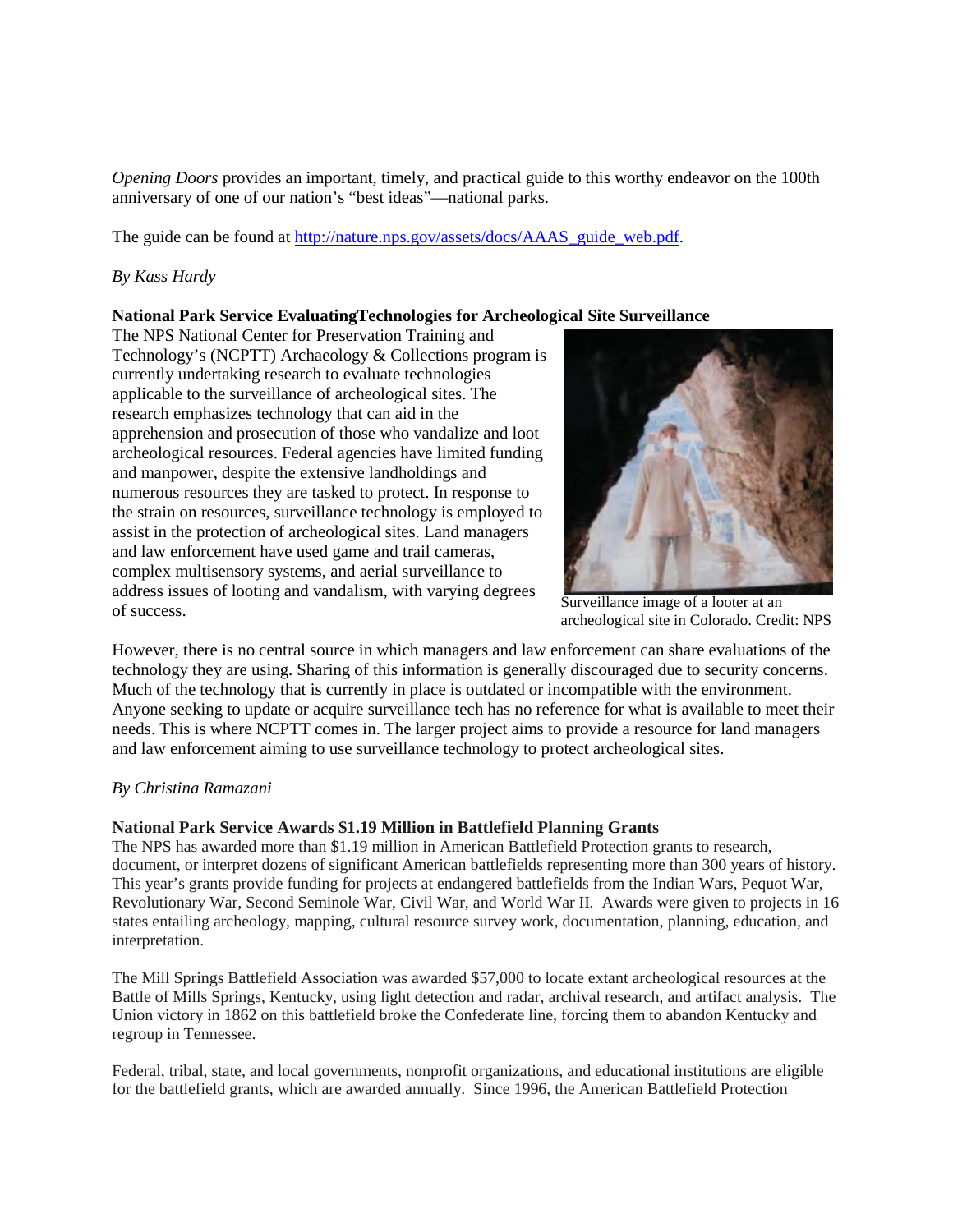*Opening Doors* provides an important, timely, and practical guide to this worthy endeavor on the 100th anniversary of one of our nation's "best ideas"—national parks.

The guide can be found at http://nature.nps.gov/assets/docs/AAAS_guide_web.pdf.

*By Kass Hardy*

**National Park Service EvaluatingTechnologies for Archeological Site Surveillance**

The NPS National Center for Preservation Training and Technology's (NCPTT) Archaeology & Collections program is currently undertaking research to evaluate technologies applicable to the surveillance of archeological sites. The research emphasizes technology that can aid in the apprehension and prosecution of those who vandalize and loot archeological resources. Federal agencies have limited funding and manpower, despite the extensive landholdings and numerous resources they are tasked to protect. In response to the strain on resources, surveillance technology is employed to assist in the protection of archeological sites. Land managers and law enforcement have used game and trail cameras, complex multisensory systems, and aerial surveillance to address issues of looting and vandalism, with varying degrees of success.

Surveillance image of a looter at an archeological site in Colorado. Credit: NPS

However, there is no central source in which managers and law enforcement can share evaluations of the technology they are using. Sharing of this information is generally discouraged due to security concerns. Much of the technology that is currently in place is outdated or incompatible with the environment. Anyone seeking to update or acquire surveillance tech has no reference for what is available to meet their needs. This is where NCPTT comes in. The larger project aims to provide a resource for land managers and law enforcement aiming to use surveillance technology to protect archeological sites.

*By Christina Ramazani*

**National Park Service Awards $1.19 Million in Battlefield Planning Grants**

The NPS has awarded more than $1.19 million in American Battlefield Protection grants to research, document, or interpret dozens of significant American battlefields representing more than 300 years of history. This year's grants provide funding for projects at endangered battlefields from the Indian Wars, Pequot War, Revolutionary War, Second Seminole War, Civil War, and World War II. Awards were given to projects in 16 states entailing archeology, mapping, cultural resource survey work, documentation, planning, education, and interpretation.

The Mill Springs Battlefield Association was awarded $57,000 to locate extant archeological resources at the Battle of Mills Springs, Kentucky, using light detection and radar, archival research, and artifact analysis. The Union victory in 1862 on this battlefield broke the Confederate line, forcing them to abandon Kentucky and regroup in Tennessee.

Federal, tribal, state, and local governments, nonprofit organizations, and educational institutions are eligible for the battlefield grants, which are awarded annually. Since 1996, the American Battlefield Protection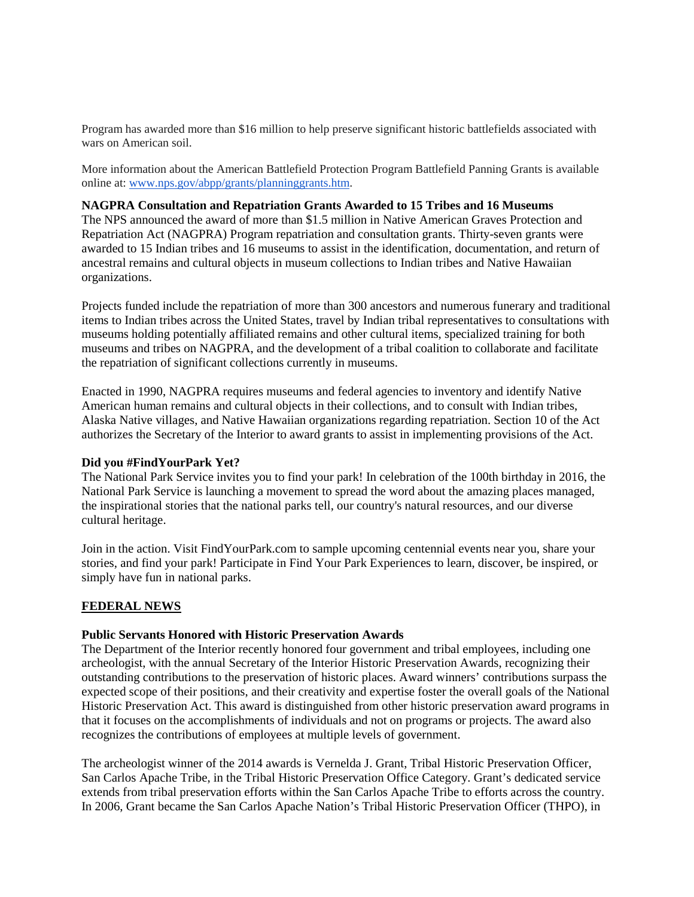Program has awarded more than $16 million to help preserve significant historic battlefields associated with wars on American soil.

More information about the American Battlefield Protection Program Battlefield Panning Grants is available online at: [www.nps.gov/abpp/grants/planninggrants.htm](www.nps.gov/abpp/grants/planninggrants.htm).

**NAGPRA Consultation and Repatriation Grants Awarded to 15 Tribes and 16 Museums**
The NPS announced the award of more than $1.5 million in Native American Graves Protection and Repatriation Act (NAGPRA) Program repatriation and consultation grants. Thirty-seven grants were awarded to 15 Indian tribes and 16 museums to assist in the identification, documentation, and return of ancestral remains and cultural objects in museum collections to Indian tribes and Native Hawaiian organizations.

Projects funded include the repatriation of more than 300 ancestors and numerous funerary and traditional items to Indian tribes across the United States, travel by Indian tribal representatives to consultations with museums holding potentially affiliated remains and other cultural items, specialized training for both museums and tribes on NAGPRA, and the development of a tribal coalition to collaborate and facilitate the repatriation of significant collections currently in museums.

Enacted in 1990, NAGPRA requires museums and federal agencies to inventory and identify Native American human remains and cultural objects in their collections, and to consult with Indian tribes, Alaska Native villages, and Native Hawaiian organizations regarding repatriation. Section 10 of the Act authorizes the Secretary of the Interior to award grants to assist in implementing provisions of the Act.

**Did you #FindYourPark Yet?**
The National Park Service invites you to find your park! In celebration of the 100th birthday in 2016, the National Park Service is launching a movement to spread the word about the amazing places managed, the inspirational stories that the national parks tell, our country's natural resources, and our diverse cultural heritage.

Join in the action. Visit FindYourPark.com to sample upcoming centennial events near you, share your stories, and find your park! Participate in Find Your Park Experiences to learn, discover, be inspired, or simply have fun in national parks.

## FEDERAL NEWS

**Public Servants Honored with Historic Preservation Awards**
The Department of the Interior recently honored four government and tribal employees, including one archeologist, with the annual Secretary of the Interior Historic Preservation Awards, recognizing their outstanding contributions to the preservation of historic places. Award winners' contributions surpass the expected scope of their positions, and their creativity and expertise foster the overall goals of the National Historic Preservation Act. This award is distinguished from other historic preservation award programs in that it focuses on the accomplishments of individuals and not on programs or projects. The award also recognizes the contributions of employees at multiple levels of government.

The archeologist winner of the 2014 awards is Vernelda J. Grant, Tribal Historic Preservation Officer, San Carlos Apache Tribe, in the Tribal Historic Preservation Office Category. Grant's dedicated service extends from tribal preservation efforts within the San Carlos Apache Tribe to efforts across the country. In 2006, Grant became the San Carlos Apache Nation's Tribal Historic Preservation Officer (THPO), in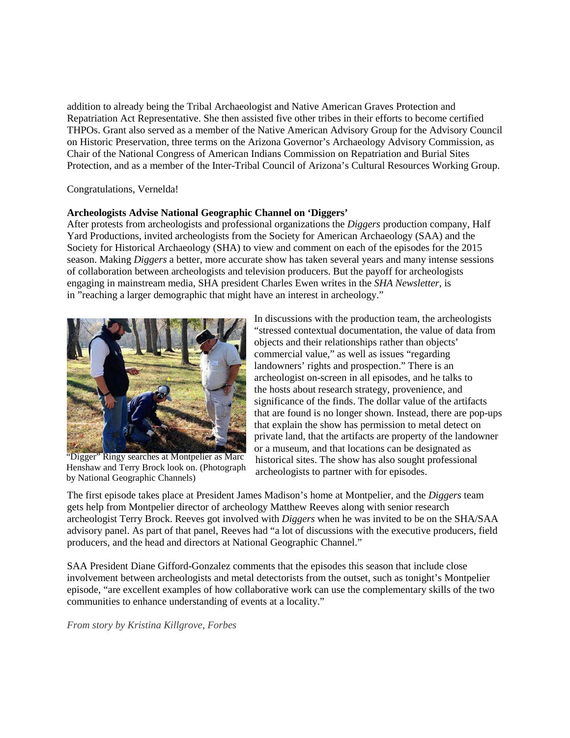addition to already being the Tribal Archaeologist and Native American Graves Protection and Repatriation Act Representative. She then assisted five other tribes in their efforts to become certified THPOs. Grant also served as a member of the Native American Advisory Group for the Advisory Council on Historic Preservation, three terms on the Arizona Governor's Archaeology Advisory Commission, as Chair of the National Congress of American Indians Commission on Repatriation and Burial Sites Protection, and as a member of the Inter-Tribal Council of Arizona's Cultural Resources Working Group.

Congratulations, Vernelda!

**Archeologists Advise National Geographic Channel on 'Diggers'**

After protests from archeologists and professional organizations the *Diggers* production company, Half Yard Productions, invited archeologists from the Society for American Archaeology (SAA) and the Society for Historical Archaeology (SHA) to view and comment on each of the episodes for the 2015 season. Making *Diggers* a better, more accurate show has taken several years and many intense sessions of collaboration between archeologists and television producers. But the payoff for archeologists engaging in mainstream media, SHA president Charles Ewen writes in the *SHA Newsletter*, is in "reaching a larger demographic that might have an interest in archeology."

"Digger" Ringy searches at Montpelier as Marc Henshaw and Terry Brock look on. (Photograph by National Geographic Channels)

In discussions with the production team, the archeologists "stressed contextual documentation, the value of data from objects and their relationships rather than objects' commercial value," as well as issues "regarding landowners' rights and prospection." There is an archeologist on-screen in all episodes, and he talks to the hosts about research strategy, provenience, and significance of the finds. The dollar value of the artifacts that are found is no longer shown. Instead, there are pop-ups that explain the show has permission to metal detect on private land, that the artifacts are property of the landowner or a museum, and that locations can be designated as historical sites. The show has also sought professional archeologists to partner with for episodes.

The first episode takes place at President James Madison's home at Montpelier, and the *Diggers* team gets help from Montpelier director of archeology Matthew Reeves along with senior research archeologist Terry Brock. Reeves got involved with *Diggers* when he was invited to be on the SHA/SAA advisory panel. As part of that panel, Reeves had "a lot of discussions with the executive producers, field producers, and the head and directors at National Geographic Channel."

SAA President Diane Gifford-Gonzalez comments that the episodes this season that include close involvement between archeologists and metal detectorists from the outset, such as tonight's Montpelier episode, "are excellent examples of how collaborative work can use the complementary skills of the two communities to enhance understanding of events at a locality."

*From story by Kristina Killgrove, Forbes*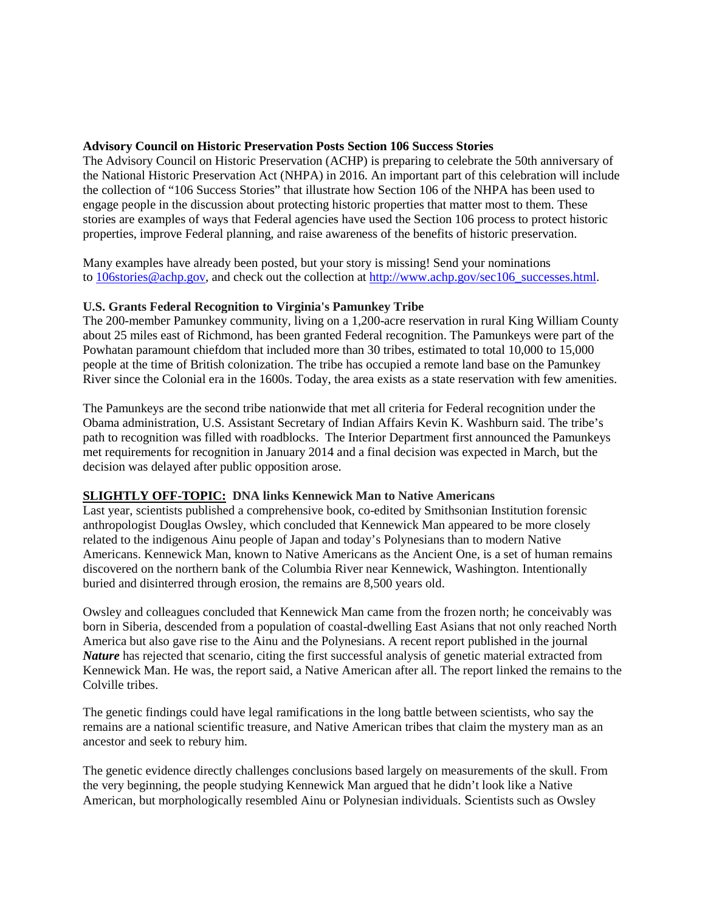**Advisory Council on Historic Preservation Posts Section 106 Success Stories**

The Advisory Council on Historic Preservation (ACHP) is preparing to celebrate the 50th anniversary of the National Historic Preservation Act (NHPA) in 2016. An important part of this celebration will include the collection of "106 Success Stories" that illustrate how Section 106 of the NHPA has been used to engage people in the discussion about protecting historic properties that matter most to them. These stories are examples of ways that Federal agencies have used the Section 106 process to protect historic properties, improve Federal planning, and raise awareness of the benefits of historic preservation.

Many examples have already been posted, but your story is missing! Send your nominations to [106stories@achp.gov](mailto:106stories@achp.gov), and check out the collection at [http://www.achp.gov/sec106_successes.html](http://www.achp.gov/sec106_successes.html).

**U.S. Grants Federal Recognition to Virginia's Pamunkey Tribe**

The 200-member Pamunkey community, living on a 1,200-acre reservation in rural King William County about 25 miles east of Richmond, has been granted Federal recognition. The Pamunkeys were part of the Powhatan paramount chiefdom that included more than 30 tribes, estimated to total 10,000 to 15,000 people at the time of British colonization. The tribe has occupied a remote land base on the Pamunkey River since the Colonial era in the 1600s. Today, the area exists as a state reservation with few amenities.

The Pamunkeys are the second tribe nationwide that met all criteria for Federal recognition under the Obama administration, U.S. Assistant Secretary of Indian Affairs Kevin K. Washburn said. The tribe's path to recognition was filled with roadblocks. The Interior Department first announced the Pamunkeys met requirements for recognition in January 2014 and a final decision was expected in March, but the decision was delayed after public opposition arose.

**<u>SLIGHTLY OFF-TOPIC:</u> DNA links Kennewick Man to Native Americans**

Last year, scientists published a comprehensive book, co-edited by Smithsonian Institution forensic anthropologist Douglas Owsley, which concluded that Kennewick Man appeared to be more closely related to the indigenous Ainu people of Japan and today's Polynesians than to modern Native Americans. Kennewick Man, known to Native Americans as the Ancient One, is a set of human remains discovered on the northern bank of the Columbia River near Kennewick, Washington. Intentionally buried and disinterred through erosion, the remains are 8,500 years old.

Owsley and colleagues concluded that Kennewick Man came from the frozen north; he conceivably was born in Siberia, descended from a population of coastal-dwelling East Asians that not only reached North America but also gave rise to the Ainu and the Polynesians. A recent report published in the journal ***Nature*** has rejected that scenario, citing the first successful analysis of genetic material extracted from Kennewick Man. He was, the report said, a Native American after all. The report linked the remains to the Colville tribes.

The genetic findings could have legal ramifications in the long battle between scientists, who say the remains are a national scientific treasure, and Native American tribes that claim the mystery man as an ancestor and seek to rebury him.

The genetic evidence directly challenges conclusions based largely on measurements of the skull. From the very beginning, the people studying Kennewick Man argued that he didn't look like a Native American, but morphologically resembled Ainu or Polynesian individuals. Scientists such as Owsley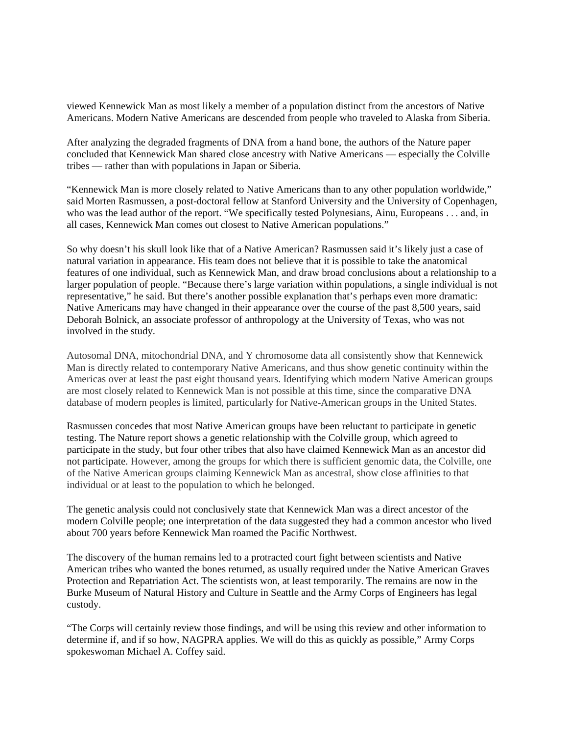viewed Kennewick Man as most likely a member of a population distinct from the ancestors of Native Americans. Modern Native Americans are descended from people who traveled to Alaska from Siberia.

After analyzing the degraded fragments of DNA from a hand bone, the authors of the Nature paper concluded that Kennewick Man shared close ancestry with Native Americans — especially the Colville tribes — rather than with populations in Japan or Siberia.

"Kennewick Man is more closely related to Native Americans than to any other population worldwide," said Morten Rasmussen, a post-doctoral fellow at Stanford University and the University of Copenhagen, who was the lead author of the report. "We specifically tested Polynesians, Ainu, Europeans . . . and, in all cases, Kennewick Man comes out closest to Native American populations."

So why doesn't his skull look like that of a Native American? Rasmussen said it's likely just a case of natural variation in appearance. His team does not believe that it is possible to take the anatomical features of one individual, such as Kennewick Man, and draw broad conclusions about a relationship to a larger population of people. "Because there's large variation within populations, a single individual is not representative," he said. But there's another possible explanation that's perhaps even more dramatic: Native Americans may have changed in their appearance over the course of the past 8,500 years, said Deborah Bolnick, an associate professor of anthropology at the University of Texas, who was not involved in the study.

Autosomal DNA, mitochondrial DNA, and Y chromosome data all consistently show that Kennewick Man is directly related to contemporary Native Americans, and thus show genetic continuity within the Americas over at least the past eight thousand years. Identifying which modern Native American groups are most closely related to Kennewick Man is not possible at this time, since the comparative DNA database of modern peoples is limited, particularly for Native-American groups in the United States.

Rasmussen concedes that most Native American groups have been reluctant to participate in genetic testing. The Nature report shows a genetic relationship with the Colville group, which agreed to participate in the study, but four other tribes that also have claimed Kennewick Man as an ancestor did not participate. However, among the groups for which there is sufficient genomic data, the Colville, one of the Native American groups claiming Kennewick Man as ancestral, show close affinities to that individual or at least to the population to which he belonged.

The genetic analysis could not conclusively state that Kennewick Man was a direct ancestor of the modern Colville people; one interpretation of the data suggested they had a common ancestor who lived about 700 years before Kennewick Man roamed the Pacific Northwest.

The discovery of the human remains led to a protracted court fight between scientists and Native American tribes who wanted the bones returned, as usually required under the Native American Graves Protection and Repatriation Act. The scientists won, at least temporarily. The remains are now in the Burke Museum of Natural History and Culture in Seattle and the Army Corps of Engineers has legal custody.

"The Corps will certainly review those findings, and will be using this review and other information to determine if, and if so how, NAGPRA applies. We will do this as quickly as possible," Army Corps spokeswoman Michael A. Coffey said.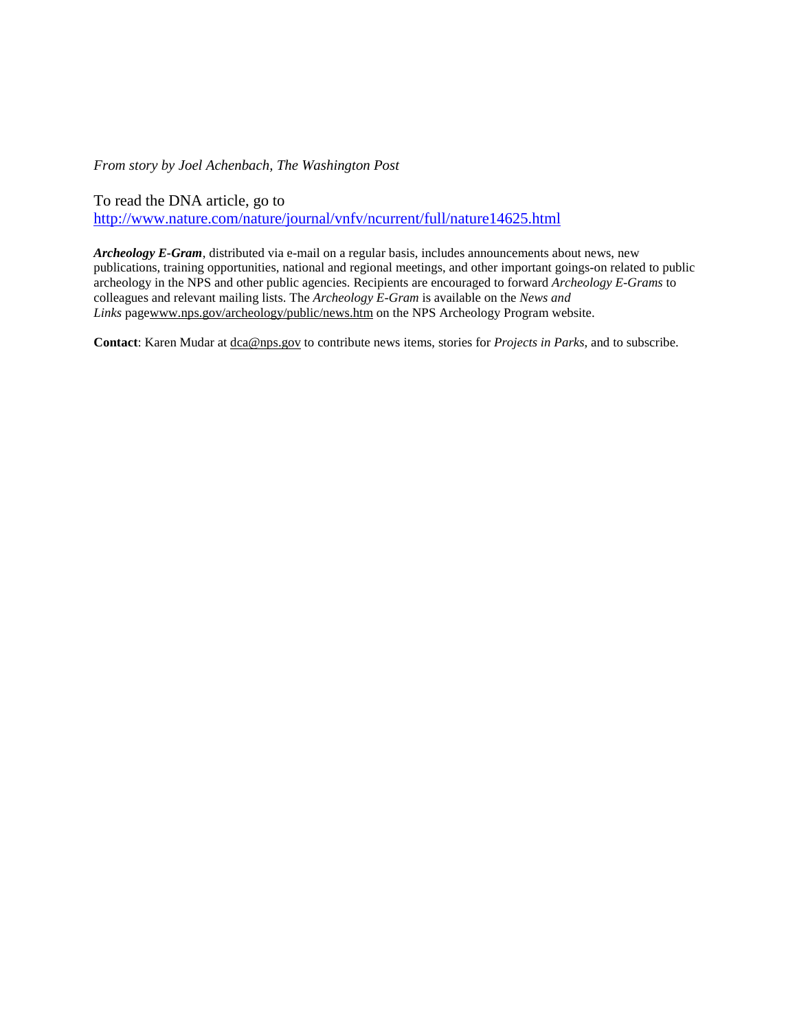*From story by Joel Achenbach, The Washington Post*

To read the DNA article, go to
http://www.nature.com/nature/journal/vnfv/ncurrent/full/nature14625.html

***Archeology E-Gram***, distributed via e-mail on a regular basis, includes announcements about news, new publications, training opportunities, national and regional meetings, and other important goings-on related to public archeology in the NPS and other public agencies. Recipients are encouraged to forward *Archeology E-Grams* to colleagues and relevant mailing lists. The *Archeology E-Gram* is available on the *News and Links* pagewww.nps.gov/archeology/public/news.htm on the NPS Archeology Program website.

**Contact**: Karen Mudar at dca@nps.gov to contribute news items, stories for *Projects in Parks*, and to subscribe.